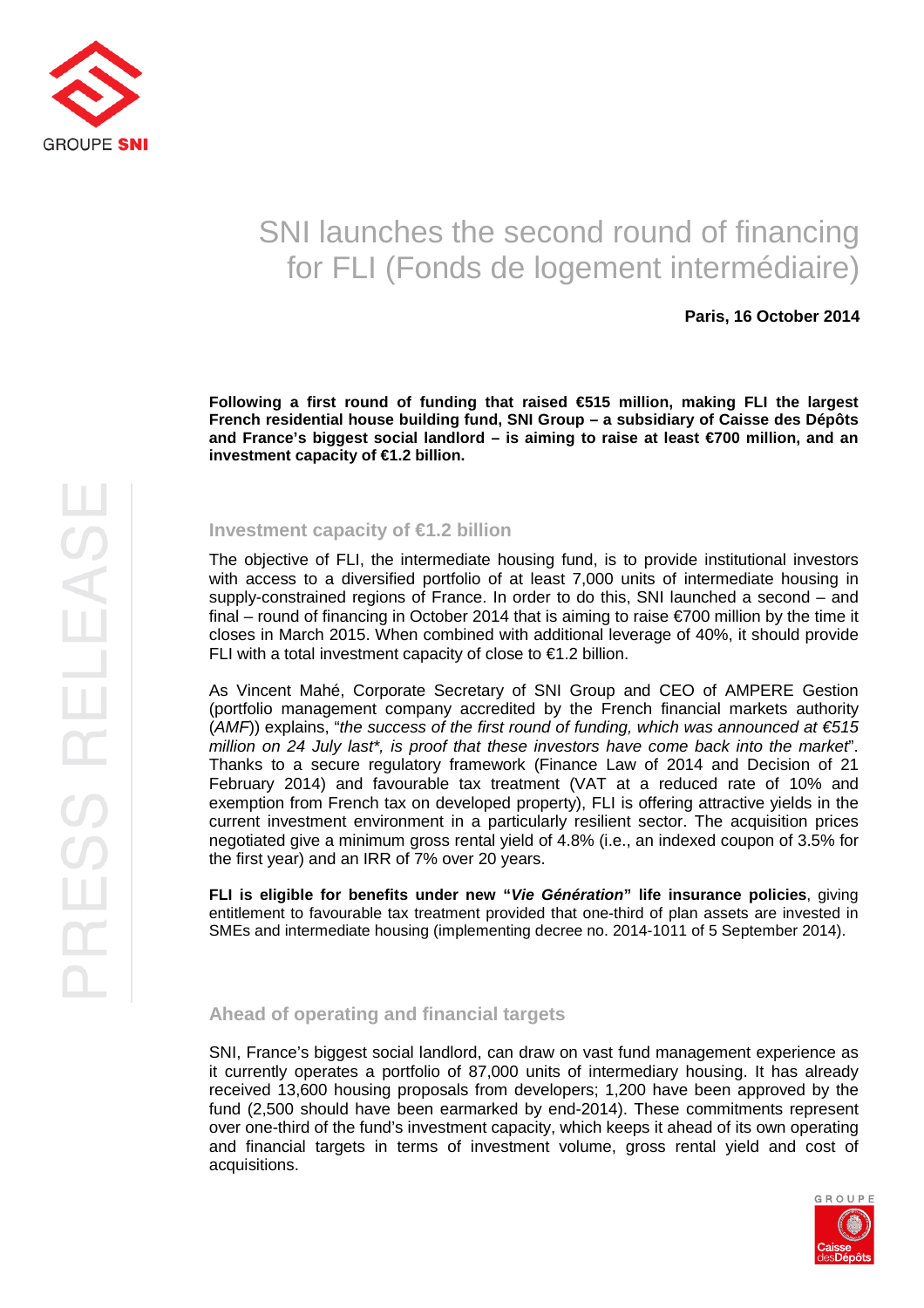# SNI launches the second round of financing for FLI (Fonds de logement intermédiaire)

**Paris, 16 October 2014**

**Following a first round of funding that raised €515 million, making FLI the largest French residential house building fund, SNI Group – a subsidiary of Caisse des Dépôts and France's biggest social landlord – is aiming to raise at least €700 million, and an investment capacity of €1.2 billion.**

PRESS RELEASE

## Investment capacity of €1.2 billion

The objective of FLI, the intermediate housing fund, is to provide institutional investors with access to a diversified portfolio of at least 7,000 units of intermediate housing in supply-constrained regions of France. In order to do this, SNI launched a second – and final – round of financing in October 2014 that is aiming to raise €700 million by the time it closes in March 2015. When combined with additional leverage of 40%, it should provide FLI with a total investment capacity of close to €1.2 billion.

As Vincent Mahé, Corporate Secretary of SNI Group and CEO of AMPERE Gestion (portfolio management company accredited by the French financial markets authority (*AMF*)) explains, "*the success of the first round of funding, which was announced at €515 million on 24 July last\*, is proof that these investors have come back into the market*". Thanks to a secure regulatory framework (Finance Law of 2014 and Decision of 21 February 2014) and favourable tax treatment (VAT at a reduced rate of 10% and exemption from French tax on developed property), FLI is offering attractive yields in the current investment environment in a particularly resilient sector. The acquisition prices negotiated give a minimum gross rental yield of 4.8% (i.e., an indexed coupon of 3.5% for the first year) and an IRR of 7% over 20 years.

**FLI is eligible for benefits under new "*Vie Génération*" life insurance policies**, giving entitlement to favourable tax treatment provided that one-third of plan assets are invested in SMEs and intermediate housing (implementing decree no. 2014-1011 of 5 September 2014).

## Ahead of operating and financial targets

SNI, France's biggest social landlord, can draw on vast fund management experience as it currently operates a portfolio of 87,000 units of intermediary housing. It has already received 13,600 housing proposals from developers; 1,200 have been approved by the fund (2,500 should have been earmarked by end-2014). These commitments represent over one-third of the fund's investment capacity, which keeps it ahead of its own operating and financial targets in terms of investment volume, gross rental yield and cost of acquisitions.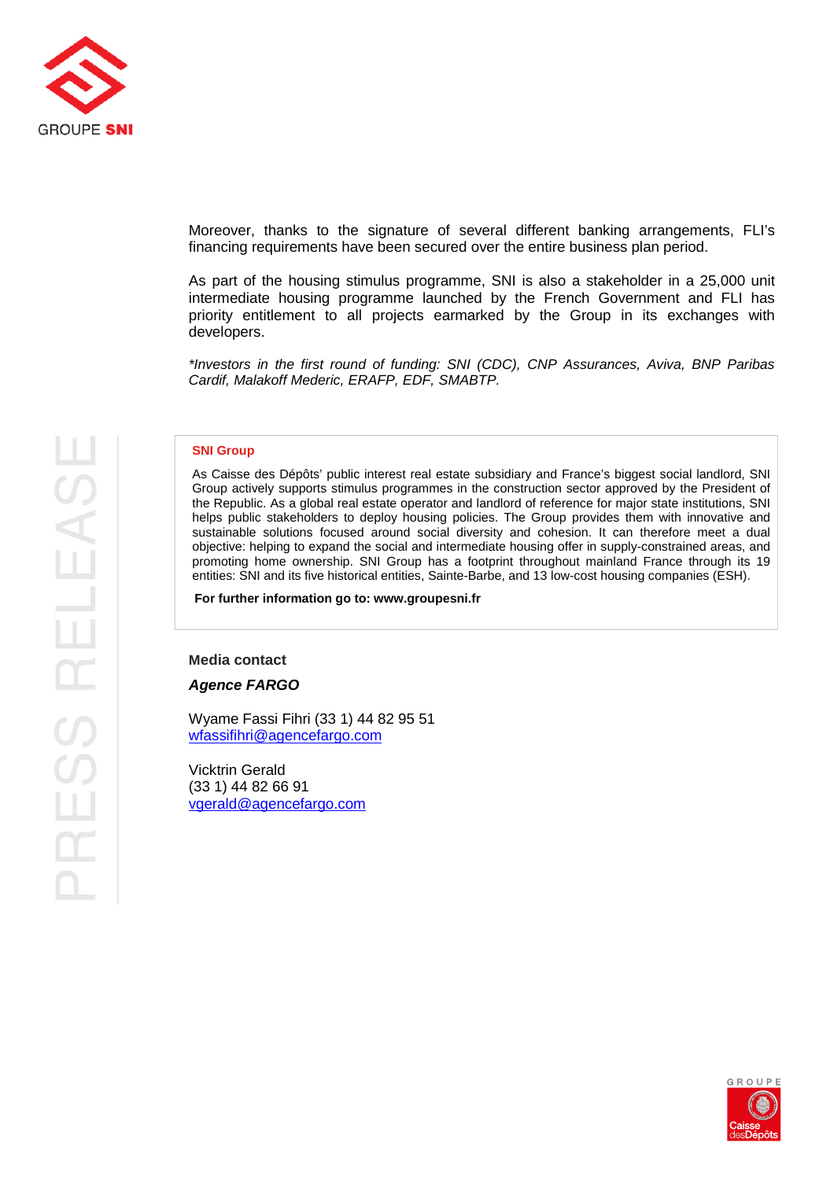Moreover, thanks to the signature of several different banking arrangements, FLI's financing requirements have been secured over the entire business plan period.

As part of the housing stimulus programme, SNI is also a stakeholder in a 25,000 unit intermediate housing programme launched by the French Government and FLI has priority entitlement to all projects earmarked by the Group in its exchanges with developers.

*\*Investors in the first round of funding: SNI (CDC), CNP Assurances, Aviva, BNP Paribas Cardif, Malakoff Mederic, ERAFP, EDF, SMABTP.*

**SNI Group**

As Caisse des Dépôts' public interest real estate subsidiary and France's biggest social landlord, SNI Group actively supports stimulus programmes in the construction sector approved by the President of the Republic. As a global real estate operator and landlord of reference for major state institutions, SNI helps public stakeholders to deploy housing policies. The Group provides them with innovative and sustainable solutions focused around social diversity and cohesion. It can therefore meet a dual objective: helping to expand the social and intermediate housing offer in supply-constrained areas, and promoting home ownership. SNI Group has a footprint throughout mainland France through its 19 entities: SNI and its five historical entities, Sainte-Barbe, and 13 low-cost housing companies (ESH).

**For further information go to: www.groupesni.fr**

**Media contact**

***Agence FARGO***

Wyame Fassi Fihri (33 1) 44 82 95 51
wfassifihri@agencefargo.com

Vicktrin Gerald
(33 1) 44 82 66 91
vgerald@agencefargo.com